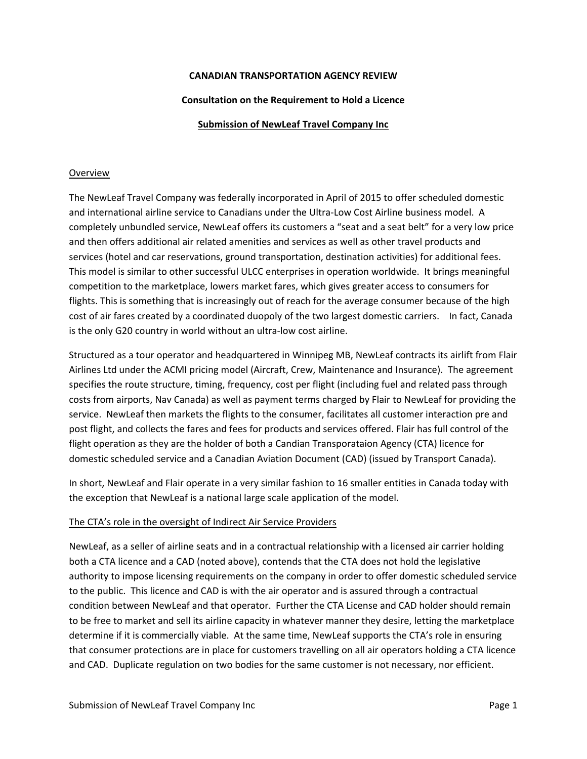**CANADIAN TRANSPORTATION AGENCY REVIEW**

**Consultation on the Requirement to Hold a Licence**

**<u>Submission of NewLeaf Travel Company Inc</u>**

<u>Overview</u>

The NewLeaf Travel Company was federally incorporated in April of 2015 to offer scheduled domestic and international airline service to Canadians under the Ultra-Low Cost Airline business model. A completely unbundled service, NewLeaf offers its customers a "seat and a seat belt" for a very low price and then offers additional air related amenities and services as well as other travel products and services (hotel and car reservations, ground transportation, destination activities) for additional fees. This model is similar to other successful ULCC enterprises in operation worldwide. It brings meaningful competition to the marketplace, lowers market fares, which gives greater access to consumers for flights. This is something that is increasingly out of reach for the average consumer because of the high cost of air fares created by a coordinated duopoly of the two largest domestic carriers. In fact, Canada is the only G20 country in world without an ultra-low cost airline.

Structured as a tour operator and headquartered in Winnipeg MB, NewLeaf contracts its airlift from Flair Airlines Ltd under the ACMI pricing model (Aircraft, Crew, Maintenance and Insurance). The agreement specifies the route structure, timing, frequency, cost per flight (including fuel and related pass through costs from airports, Nav Canada) as well as payment terms charged by Flair to NewLeaf for providing the service. NewLeaf then markets the flights to the consumer, facilitates all customer interaction pre and post flight, and collects the fares and fees for products and services offered. Flair has full control of the flight operation as they are the holder of both a Candian Transporataion Agency (CTA) licence for domestic scheduled service and a Canadian Aviation Document (CAD) (issued by Transport Canada).

In short, NewLeaf and Flair operate in a very similar fashion to 16 smaller entities in Canada today with the exception that NewLeaf is a national large scale application of the model.

<u>The CTA's role in the oversight of Indirect Air Service Providers</u>

NewLeaf, as a seller of airline seats and in a contractual relationship with a licensed air carrier holding both a CTA licence and a CAD (noted above), contends that the CTA does not hold the legislative authority to impose licensing requirements on the company in order to offer domestic scheduled service to the public. This licence and CAD is with the air operator and is assured through a contractual condition between NewLeaf and that operator. Further the CTA License and CAD holder should remain to be free to market and sell its airline capacity in whatever manner they desire, letting the marketplace determine if it is commercially viable. At the same time, NewLeaf supports the CTA's role in ensuring that consumer protections are in place for customers travelling on all air operators holding a CTA licence and CAD. Duplicate regulation on two bodies for the same customer is not necessary, nor efficient.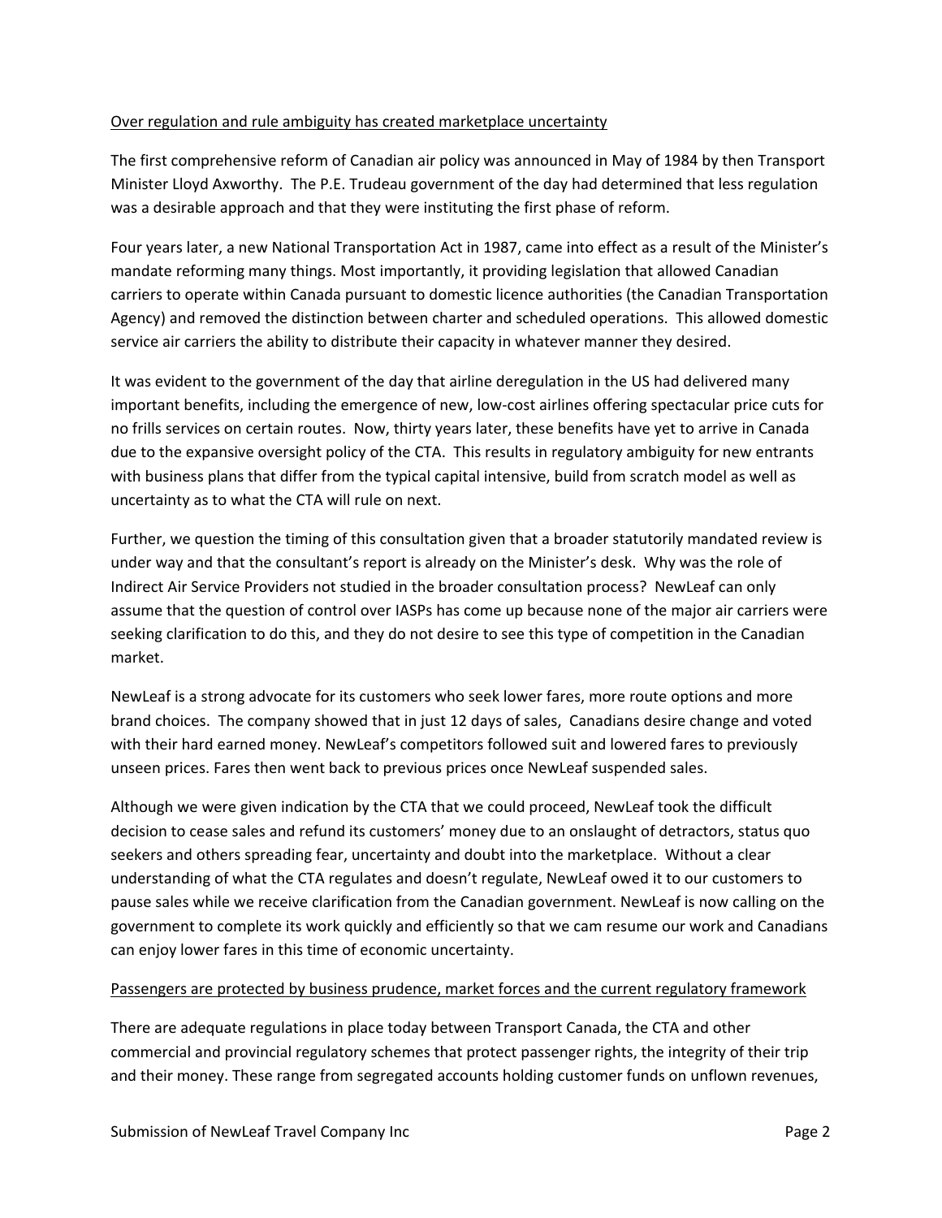## Over regulation and rule ambiguity has created marketplace uncertainty

The first comprehensive reform of Canadian air policy was announced in May of 1984 by then Transport Minister Lloyd Axworthy. The P.E. Trudeau government of the day had determined that less regulation was a desirable approach and that they were instituting the first phase of reform.

Four years later, a new National Transportation Act in 1987, came into effect as a result of the Minister's mandate reforming many things. Most importantly, it providing legislation that allowed Canadian carriers to operate within Canada pursuant to domestic licence authorities (the Canadian Transportation Agency) and removed the distinction between charter and scheduled operations. This allowed domestic service air carriers the ability to distribute their capacity in whatever manner they desired.

It was evident to the government of the day that airline deregulation in the US had delivered many important benefits, including the emergence of new, low-cost airlines offering spectacular price cuts for no frills services on certain routes. Now, thirty years later, these benefits have yet to arrive in Canada due to the expansive oversight policy of the CTA. This results in regulatory ambiguity for new entrants with business plans that differ from the typical capital intensive, build from scratch model as well as uncertainty as to what the CTA will rule on next.

Further, we question the timing of this consultation given that a broader statutorily mandated review is under way and that the consultant's report is already on the Minister's desk. Why was the role of Indirect Air Service Providers not studied in the broader consultation process? NewLeaf can only assume that the question of control over IASPs has come up because none of the major air carriers were seeking clarification to do this, and they do not desire to see this type of competition in the Canadian market.

NewLeaf is a strong advocate for its customers who seek lower fares, more route options and more brand choices. The company showed that in just 12 days of sales, Canadians desire change and voted with their hard earned money. NewLeaf's competitors followed suit and lowered fares to previously unseen prices. Fares then went back to previous prices once NewLeaf suspended sales.

Although we were given indication by the CTA that we could proceed, NewLeaf took the difficult decision to cease sales and refund its customers' money due to an onslaught of detractors, status quo seekers and others spreading fear, uncertainty and doubt into the marketplace. Without a clear understanding of what the CTA regulates and doesn't regulate, NewLeaf owed it to our customers to pause sales while we receive clarification from the Canadian government. NewLeaf is now calling on the government to complete its work quickly and efficiently so that we cam resume our work and Canadians can enjoy lower fares in this time of economic uncertainty.

## Passengers are protected by business prudence, market forces and the current regulatory framework

There are adequate regulations in place today between Transport Canada, the CTA and other commercial and provincial regulatory schemes that protect passenger rights, the integrity of their trip and their money. These range from segregated accounts holding customer funds on unflown revenues,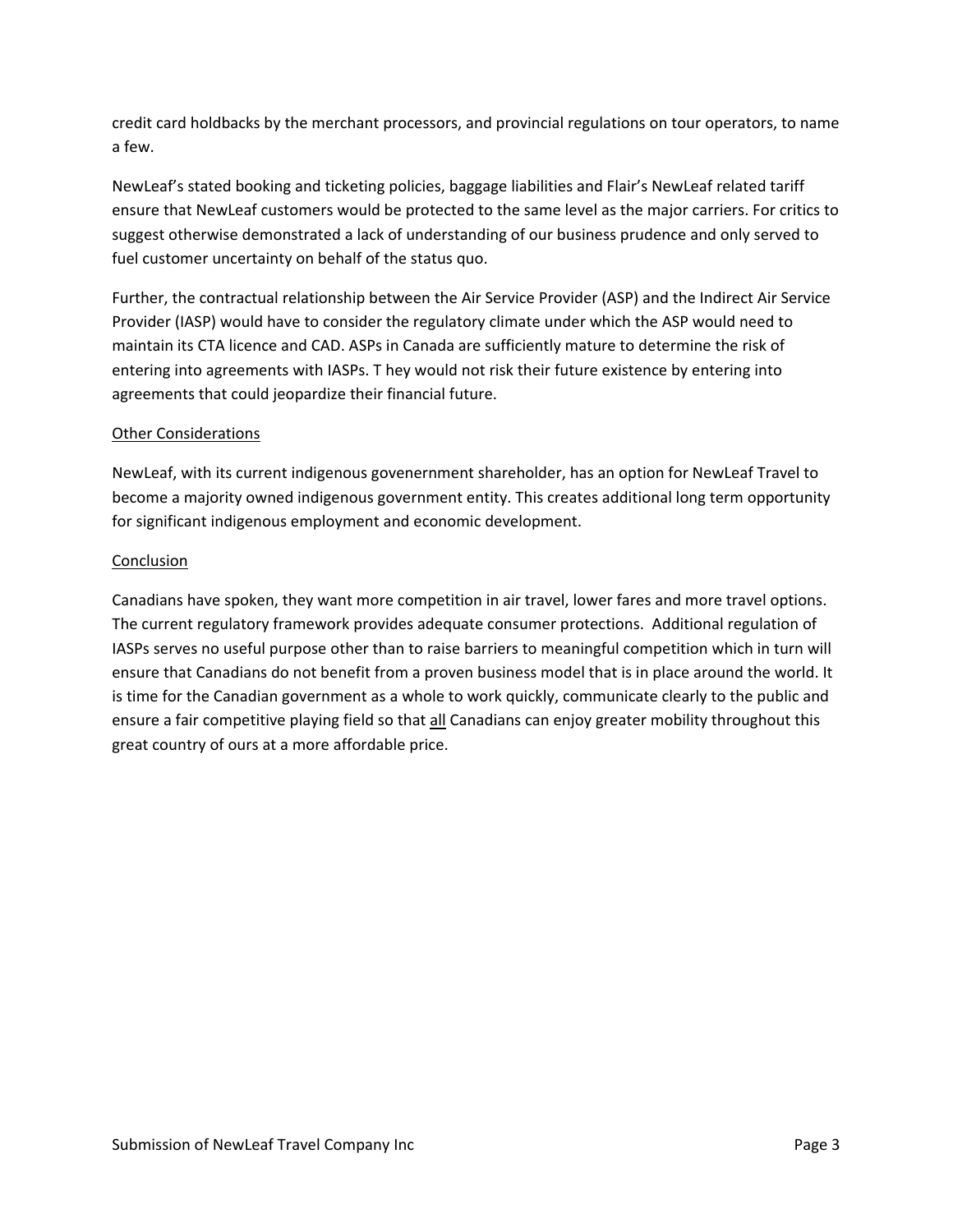credit card holdbacks by the merchant processors, and provincial regulations on tour operators, to name a few.

NewLeaf's stated booking and ticketing policies, baggage liabilities and Flair's NewLeaf related tariff ensure that NewLeaf customers would be protected to the same level as the major carriers. For critics to suggest otherwise demonstrated a lack of understanding of our business prudence and only served to fuel customer uncertainty on behalf of the status quo.

Further, the contractual relationship between the Air Service Provider (ASP) and the Indirect Air Service Provider (IASP) would have to consider the regulatory climate under which the ASP would need to maintain its CTA licence and CAD. ASPs in Canada are sufficiently mature to determine the risk of entering into agreements with IASPs. T hey would not risk their future existence by entering into agreements that could jeopardize their financial future.

<u>Other Considerations</u>

NewLeaf, with its current indigenous govenernment shareholder, has an option for NewLeaf Travel to become a majority owned indigenous government entity. This creates additional long term opportunity for significant indigenous employment and economic development.

<u>Conclusion</u>

Canadians have spoken, they want more competition in air travel, lower fares and more travel options. The current regulatory framework provides adequate consumer protections. Additional regulation of IASPs serves no useful purpose other than to raise barriers to meaningful competition which in turn will ensure that Canadians do not benefit from a proven business model that is in place around the world. It is time for the Canadian government as a whole to work quickly, communicate clearly to the public and ensure a fair competitive playing field so that <u>all</u> Canadians can enjoy greater mobility throughout this great country of ours at a more affordable price.